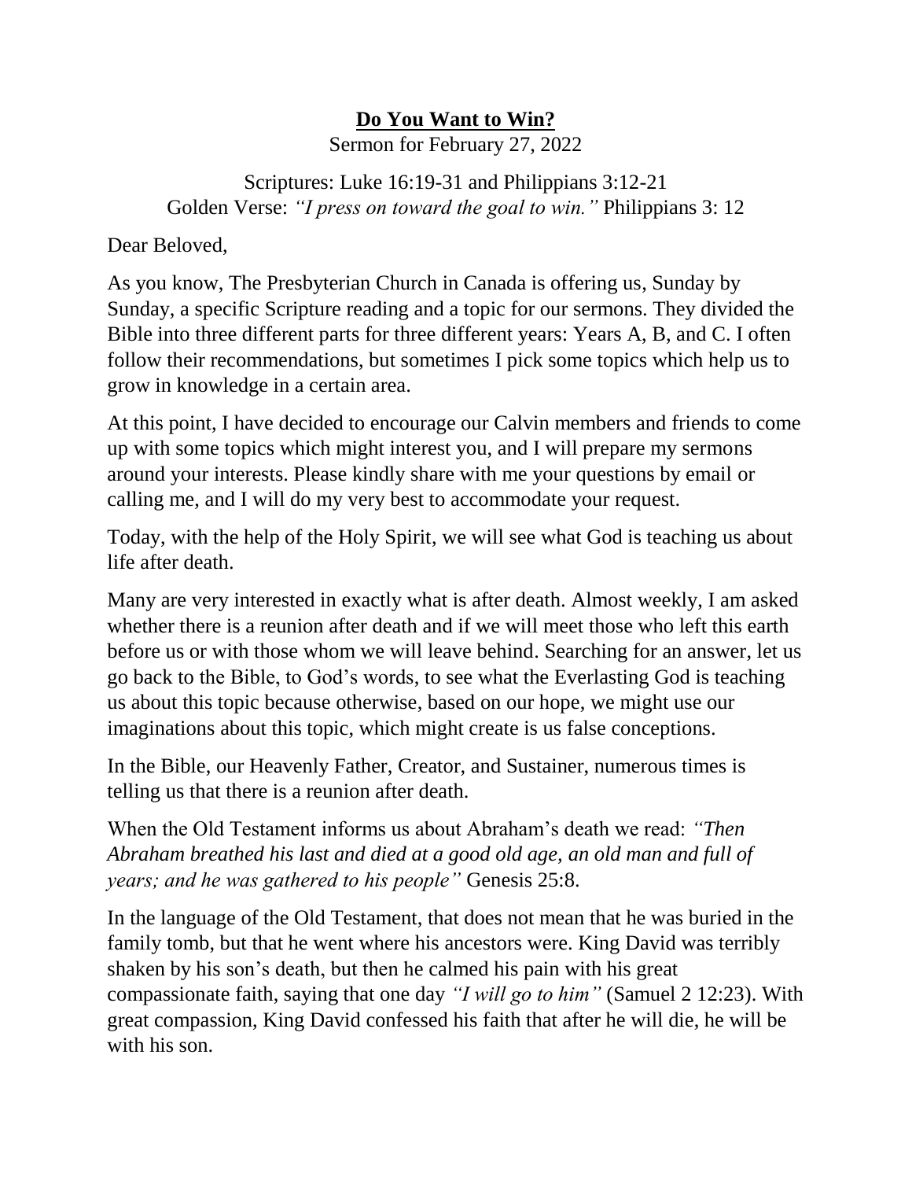# **Do You Want to Win?**

Sermon for February 27, 2022

Scriptures: Luke 16:19-31 and Philippians 3:12-21
Golden Verse: *"I press on toward the goal to win."* Philippians 3: 12

Dear Beloved,

As you know, The Presbyterian Church in Canada is offering us, Sunday by Sunday, a specific Scripture reading and a topic for our sermons. They divided the Bible into three different parts for three different years: Years A, B, and C. I often follow their recommendations, but sometimes I pick some topics which help us to grow in knowledge in a certain area.

At this point, I have decided to encourage our Calvin members and friends to come up with some topics which might interest you, and I will prepare my sermons around your interests. Please kindly share with me your questions by email or calling me, and I will do my very best to accommodate your request.

Today, with the help of the Holy Spirit, we will see what God is teaching us about life after death.

Many are very interested in exactly what is after death. Almost weekly, I am asked whether there is a reunion after death and if we will meet those who left this earth before us or with those whom we will leave behind. Searching for an answer, let us go back to the Bible, to God's words, to see what the Everlasting God is teaching us about this topic because otherwise, based on our hope, we might use our imaginations about this topic, which might create is us false conceptions.

In the Bible, our Heavenly Father, Creator, and Sustainer, numerous times is telling us that there is a reunion after death.

When the Old Testament informs us about Abraham's death we read: *"Then Abraham breathed his last and died at a good old age, an old man and full of years; and he was gathered to his people"* Genesis 25:8.

In the language of the Old Testament, that does not mean that he was buried in the family tomb, but that he went where his ancestors were. King David was terribly shaken by his son's death, but then he calmed his pain with his great compassionate faith, saying that one day *"I will go to him"* (Samuel 2 12:23). With great compassion, King David confessed his faith that after he will die, he will be with his son.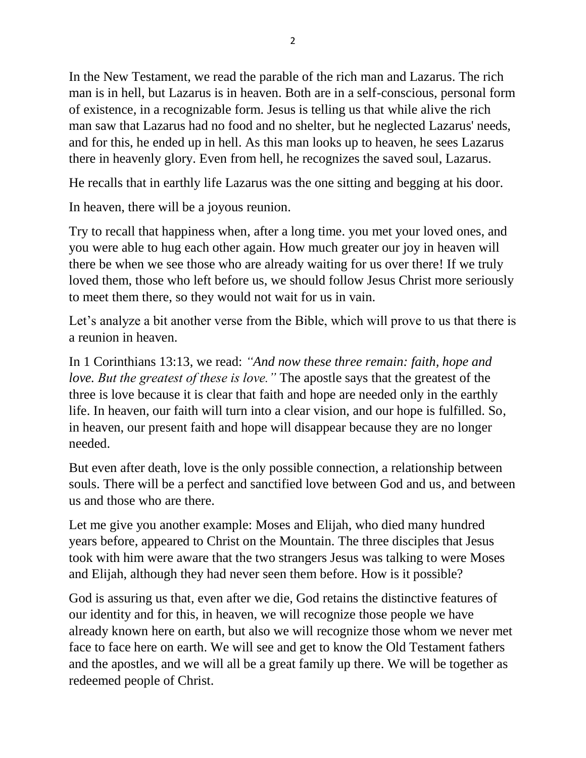In the New Testament, we read the parable of the rich man and Lazarus. The rich man is in hell, but Lazarus is in heaven. Both are in a self-conscious, personal form of existence, in a recognizable form. Jesus is telling us that while alive the rich man saw that Lazarus had no food and no shelter, but he neglected Lazarus' needs, and for this, he ended up in hell. As this man looks up to heaven, he sees Lazarus there in heavenly glory. Even from hell, he recognizes the saved soul, Lazarus.

He recalls that in earthly life Lazarus was the one sitting and begging at his door.

In heaven, there will be a joyous reunion.

Try to recall that happiness when, after a long time. you met your loved ones, and you were able to hug each other again. How much greater our joy in heaven will there be when we see those who are already waiting for us over there! If we truly loved them, those who left before us, we should follow Jesus Christ more seriously to meet them there, so they would not wait for us in vain.

Let's analyze a bit another verse from the Bible, which will prove to us that there is a reunion in heaven.

In 1 Corinthians 13:13, we read: *"And now these three remain: faith, hope and love. But the greatest of these is love."* The apostle says that the greatest of the three is love because it is clear that faith and hope are needed only in the earthly life. In heaven, our faith will turn into a clear vision, and our hope is fulfilled. So, in heaven, our present faith and hope will disappear because they are no longer needed.

But even after death, love is the only possible connection, a relationship between souls. There will be a perfect and sanctified love between God and us, and between us and those who are there.

Let me give you another example: Moses and Elijah, who died many hundred years before, appeared to Christ on the Mountain. The three disciples that Jesus took with him were aware that the two strangers Jesus was talking to were Moses and Elijah, although they had never seen them before. How is it possible?

God is assuring us that, even after we die, God retains the distinctive features of our identity and for this, in heaven, we will recognize those people we have already known here on earth, but also we will recognize those whom we never met face to face here on earth. We will see and get to know the Old Testament fathers and the apostles, and we will all be a great family up there. We will be together as redeemed people of Christ.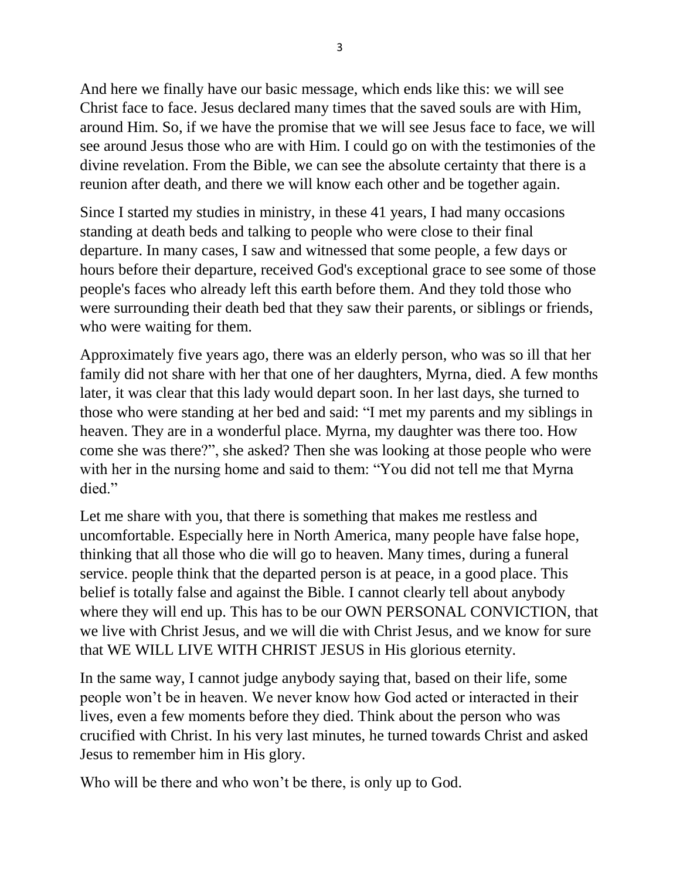And here we finally have our basic message, which ends like this: we will see Christ face to face. Jesus declared many times that the saved souls are with Him, around Him. So, if we have the promise that we will see Jesus face to face, we will see around Jesus those who are with Him. I could go on with the testimonies of the divine revelation. From the Bible, we can see the absolute certainty that there is a reunion after death, and there we will know each other and be together again.

Since I started my studies in ministry, in these 41 years, I had many occasions standing at death beds and talking to people who were close to their final departure. In many cases, I saw and witnessed that some people, a few days or hours before their departure, received God's exceptional grace to see some of those people's faces who already left this earth before them. And they told those who were surrounding their death bed that they saw their parents, or siblings or friends, who were waiting for them.

Approximately five years ago, there was an elderly person, who was so ill that her family did not share with her that one of her daughters, Myrna, died. A few months later, it was clear that this lady would depart soon. In her last days, she turned to those who were standing at her bed and said: "I met my parents and my siblings in heaven. They are in a wonderful place. Myrna, my daughter was there too. How come she was there?", she asked? Then she was looking at those people who were with her in the nursing home and said to them: "You did not tell me that Myrna died."

Let me share with you, that there is something that makes me restless and uncomfortable. Especially here in North America, many people have false hope, thinking that all those who die will go to heaven. Many times, during a funeral service. people think that the departed person is at peace, in a good place. This belief is totally false and against the Bible. I cannot clearly tell about anybody where they will end up. This has to be our OWN PERSONAL CONVICTION, that we live with Christ Jesus, and we will die with Christ Jesus, and we know for sure that WE WILL LIVE WITH CHRIST JESUS in His glorious eternity.

In the same way, I cannot judge anybody saying that, based on their life, some people won't be in heaven. We never know how God acted or interacted in their lives, even a few moments before they died. Think about the person who was crucified with Christ. In his very last minutes, he turned towards Christ and asked Jesus to remember him in His glory.

Who will be there and who won't be there, is only up to God.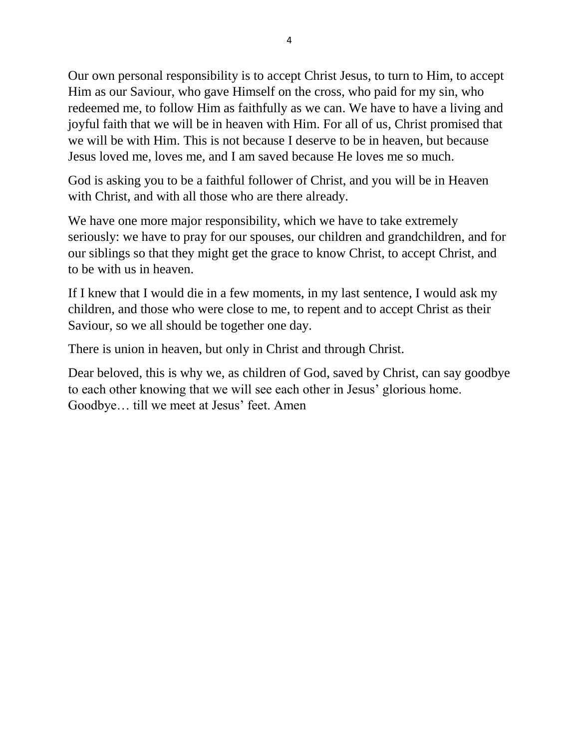Our own personal responsibility is to accept Christ Jesus, to turn to Him, to accept Him as our Saviour, who gave Himself on the cross, who paid for my sin, who redeemed me, to follow Him as faithfully as we can. We have to have a living and joyful faith that we will be in heaven with Him. For all of us, Christ promised that we will be with Him. This is not because I deserve to be in heaven, but because Jesus loved me, loves me, and I am saved because He loves me so much.

God is asking you to be a faithful follower of Christ, and you will be in Heaven with Christ, and with all those who are there already.

We have one more major responsibility, which we have to take extremely seriously: we have to pray for our spouses, our children and grandchildren, and for our siblings so that they might get the grace to know Christ, to accept Christ, and to be with us in heaven.

If I knew that I would die in a few moments, in my last sentence, I would ask my children, and those who were close to me, to repent and to accept Christ as their Saviour, so we all should be together one day.

There is union in heaven, but only in Christ and through Christ.

Dear beloved, this is why we, as children of God, saved by Christ, can say goodbye to each other knowing that we will see each other in Jesus' glorious home. Goodbye… till we meet at Jesus' feet. Amen